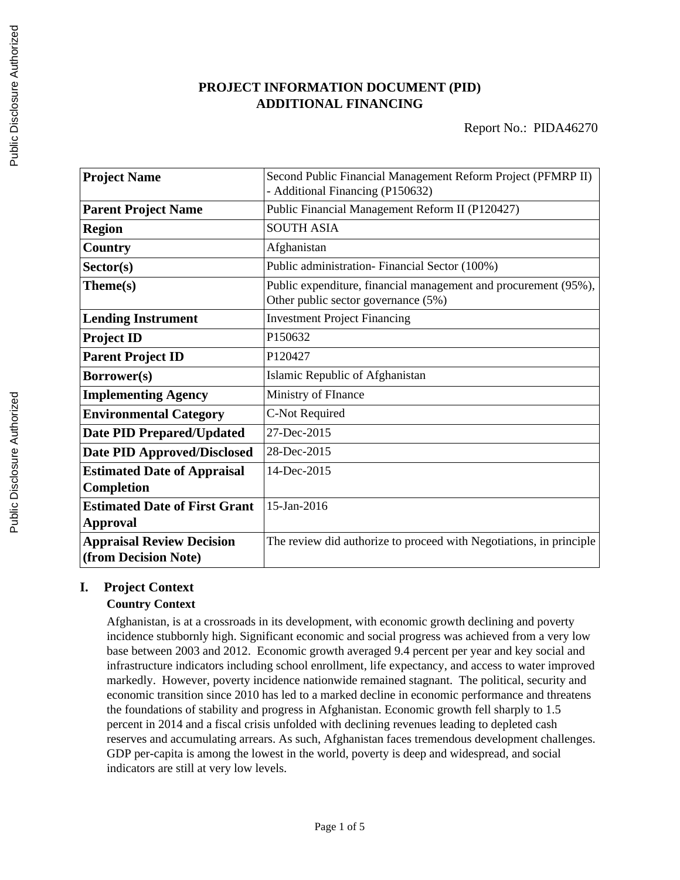# PROJECT INFORMATION DOCUMENT (PID)
# ADDITIONAL FINANCING

Report No.: PIDA46270

| | |
|---|---|
| **Project Name** | Second Public Financial Management Reform Project (PFMRP II) - Additional Financing (P150632) |
| **Parent Project Name** | Public Financial Management Reform II (P120427) |
| **Region** | SOUTH ASIA |
| **Country** | Afghanistan |
| **Sector(s)** | Public administration- Financial Sector (100%) |
| **Theme(s)** | Public expenditure, financial management and procurement (95%), Other public sector governance (5%) |
| **Lending Instrument** | Investment Project Financing |
| **Project ID** | P150632 |
| **Parent Project ID** | P120427 |
| **Borrower(s)** | Islamic Republic of Afghanistan |
| **Implementing Agency** | Ministry of FInance |
| **Environmental Category** | C-Not Required |
| **Date PID Prepared/Updated** | 27-Dec-2015 |
| **Date PID Approved/Disclosed** | 28-Dec-2015 |
| **Estimated Date of Appraisal Completion** | 14-Dec-2015 |
| **Estimated Date of First Grant Approval** | 15-Jan-2016 |
| **Appraisal Review Decision (from Decision Note)** | The review did authorize to proceed with Negotiations, in principle |

## I. Project Context

### Country Context

Afghanistan, is at a crossroads in its development, with economic growth declining and poverty incidence stubbornly high. Significant economic and social progress was achieved from a very low base between 2003 and 2012. Economic growth averaged 9.4 percent per year and key social and infrastructure indicators including school enrollment, life expectancy, and access to water improved markedly. However, poverty incidence nationwide remained stagnant. The political, security and economic transition since 2010 has led to a marked decline in economic performance and threatens the foundations of stability and progress in Afghanistan. Economic growth fell sharply to 1.5 percent in 2014 and a fiscal crisis unfolded with declining revenues leading to depleted cash reserves and accumulating arrears. As such, Afghanistan faces tremendous development challenges. GDP per-capita is among the lowest in the world, poverty is deep and widespread, and social indicators are still at very low levels.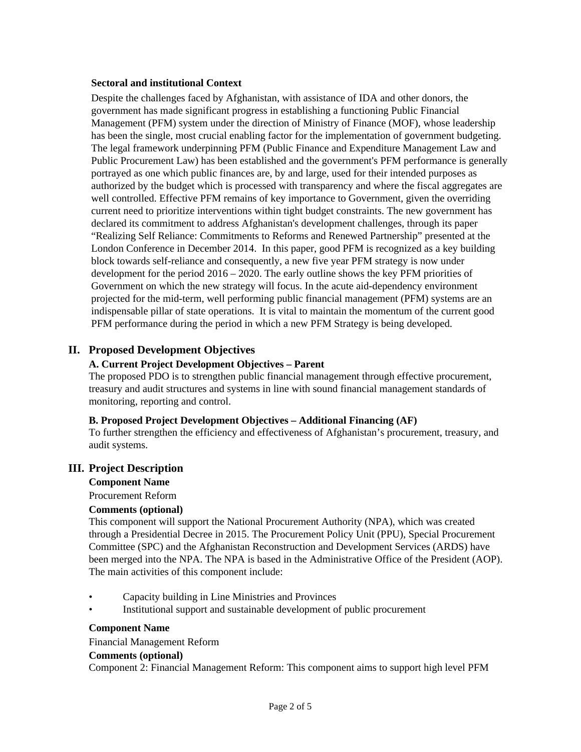**Sectoral and institutional Context**

Despite the challenges faced by Afghanistan, with assistance of IDA and other donors, the government has made significant progress in establishing a functioning Public Financial Management (PFM) system under the direction of Ministry of Finance (MOF), whose leadership has been the single, most crucial enabling factor for the implementation of government budgeting. The legal framework underpinning PFM (Public Finance and Expenditure Management Law and Public Procurement Law) has been established and the government's PFM performance is generally portrayed as one which public finances are, by and large, used for their intended purposes as authorized by the budget which is processed with transparency and where the fiscal aggregates are well controlled. Effective PFM remains of key importance to Government, given the overriding current need to prioritize interventions within tight budget constraints. The new government has declared its commitment to address Afghanistan's development challenges, through its paper "Realizing Self Reliance: Commitments to Reforms and Renewed Partnership" presented at the London Conference in December 2014. In this paper, good PFM is recognized as a key building block towards self-reliance and consequently, a new five year PFM strategy is now under development for the period 2016 – 2020. The early outline shows the key PFM priorities of Government on which the new strategy will focus. In the acute aid-dependency environment projected for the mid-term, well performing public financial management (PFM) systems are an indispensable pillar of state operations. It is vital to maintain the momentum of the current good PFM performance during the period in which a new PFM Strategy is being developed.

## II. Proposed Development Objectives

### A. Current Project Development Objectives – Parent

The proposed PDO is to strengthen public financial management through effective procurement, treasury and audit structures and systems in line with sound financial management standards of monitoring, reporting and control.

### B. Proposed Project Development Objectives – Additional Financing (AF)

To further strengthen the efficiency and effectiveness of Afghanistan's procurement, treasury, and audit systems.

## III. Project Description

**Component Name**

Procurement Reform

**Comments (optional)**

This component will support the National Procurement Authority (NPA), which was created through a Presidential Decree in 2015. The Procurement Policy Unit (PPU), Special Procurement Committee (SPC) and the Afghanistan Reconstruction and Development Services (ARDS) have been merged into the NPA. The NPA is based in the Administrative Office of the President (AOP). The main activities of this component include:

- Capacity building in Line Ministries and Provinces
- Institutional support and sustainable development of public procurement

**Component Name**

Financial Management Reform

**Comments (optional)**

Component 2: Financial Management Reform: This component aims to support high level PFM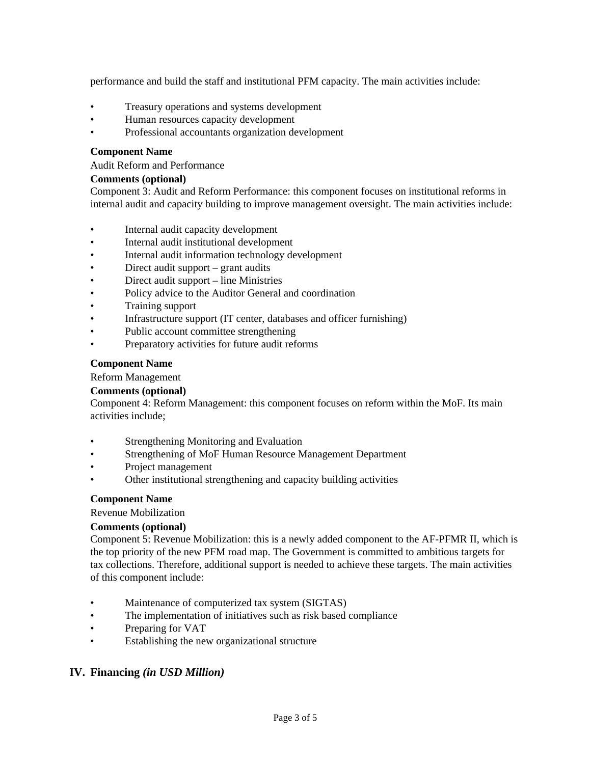performance and build the staff and institutional PFM capacity. The main activities include:

- Treasury operations and systems development
- Human resources capacity development
- Professional accountants organization development

**Component Name**

Audit Reform and Performance

**Comments (optional)**

Component 3: Audit and Reform Performance: this component focuses on institutional reforms in internal audit and capacity building to improve management oversight. The main activities include:

- Internal audit capacity development
- Internal audit institutional development
- Internal audit information technology development
- Direct audit support – grant audits
- Direct audit support – line Ministries
- Policy advice to the Auditor General and coordination
- Training support
- Infrastructure support (IT center, databases and officer furnishing)
- Public account committee strengthening
- Preparatory activities for future audit reforms

**Component Name**

Reform Management

**Comments (optional)**

Component 4: Reform Management: this component focuses on reform within the MoF. Its main activities include;

- Strengthening Monitoring and Evaluation
- Strengthening of MoF Human Resource Management Department
- Project management
- Other institutional strengthening and capacity building activities

**Component Name**

Revenue Mobilization

**Comments (optional)**

Component 5: Revenue Mobilization: this is a newly added component to the AF-PFMR II, which is the top priority of the new PFM road map. The Government is committed to ambitious targets for tax collections. Therefore, additional support is needed to achieve these targets. The main activities of this component include:

- Maintenance of computerized tax system (SIGTAS)
- The implementation of initiatives such as risk based compliance
- Preparing for VAT
- Establishing the new organizational structure

## IV. Financing *(in USD Million)*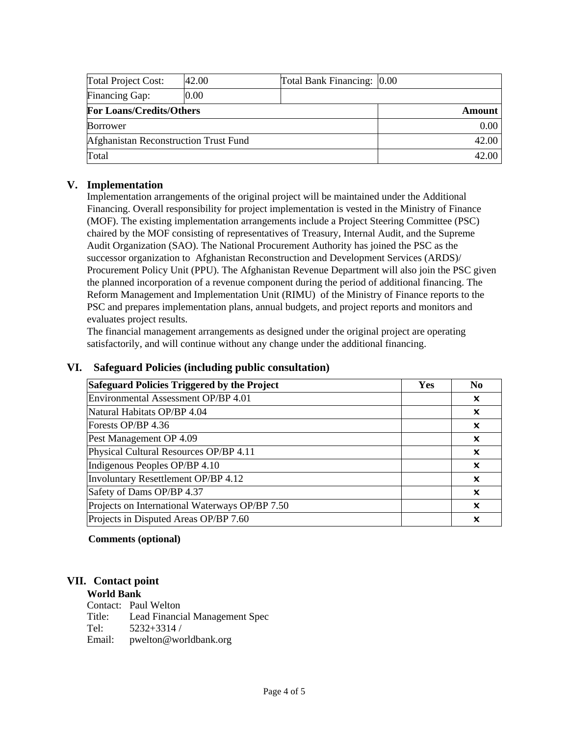| Total Project Cost: | 42.00 | Total Bank Financing: | 0.00 |
| --- | --- | --- | --- |
| Financing Gap: | 0.00 | | |
| **For Loans/Credits/Others** | | | **Amount** |
| Borrower | | | 0.00 |
| Afghanistan Reconstruction Trust Fund | | | 42.00 |
| Total | | | 42.00 |

## V. Implementation

Implementation arrangements of the original project will be maintained under the Additional Financing. Overall responsibility for project implementation is vested in the Ministry of Finance (MOF). The existing implementation arrangements include a Project Steering Committee (PSC) chaired by the MOF consisting of representatives of Treasury, Internal Audit, and the Supreme Audit Organization (SAO). The National Procurement Authority has joined the PSC as the successor organization to Afghanistan Reconstruction and Development Services (ARDS)/ Procurement Policy Unit (PPU). The Afghanistan Revenue Department will also join the PSC given the planned incorporation of a revenue component during the period of additional financing. The Reform Management and Implementation Unit (RIMU) of the Ministry of Finance reports to the PSC and prepares implementation plans, annual budgets, and project reports and monitors and evaluates project results.

The financial management arrangements as designed under the original project are operating satisfactorily, and will continue without any change under the additional financing.

## VI. Safeguard Policies (including public consultation)

| Safeguard Policies Triggered by the Project | Yes | No |
| --- | --- | --- |
| Environmental Assessment OP/BP 4.01 | | x |
| Natural Habitats OP/BP 4.04 | | x |
| Forests OP/BP 4.36 | | x |
| Pest Management OP 4.09 | | x |
| Physical Cultural Resources OP/BP 4.11 | | x |
| Indigenous Peoples OP/BP 4.10 | | x |
| Involuntary Resettlement OP/BP 4.12 | | x |
| Safety of Dams OP/BP 4.37 | | x |
| Projects on International Waterways OP/BP 7.50 | | x |
| Projects in Disputed Areas OP/BP 7.60 | | x |

**Comments (optional)**

## VII. Contact point

**World Bank**

Contact: Paul Welton
Title: Lead Financial Management Spec
Tel: 5232+3314 /
Email: pwelton@worldbank.org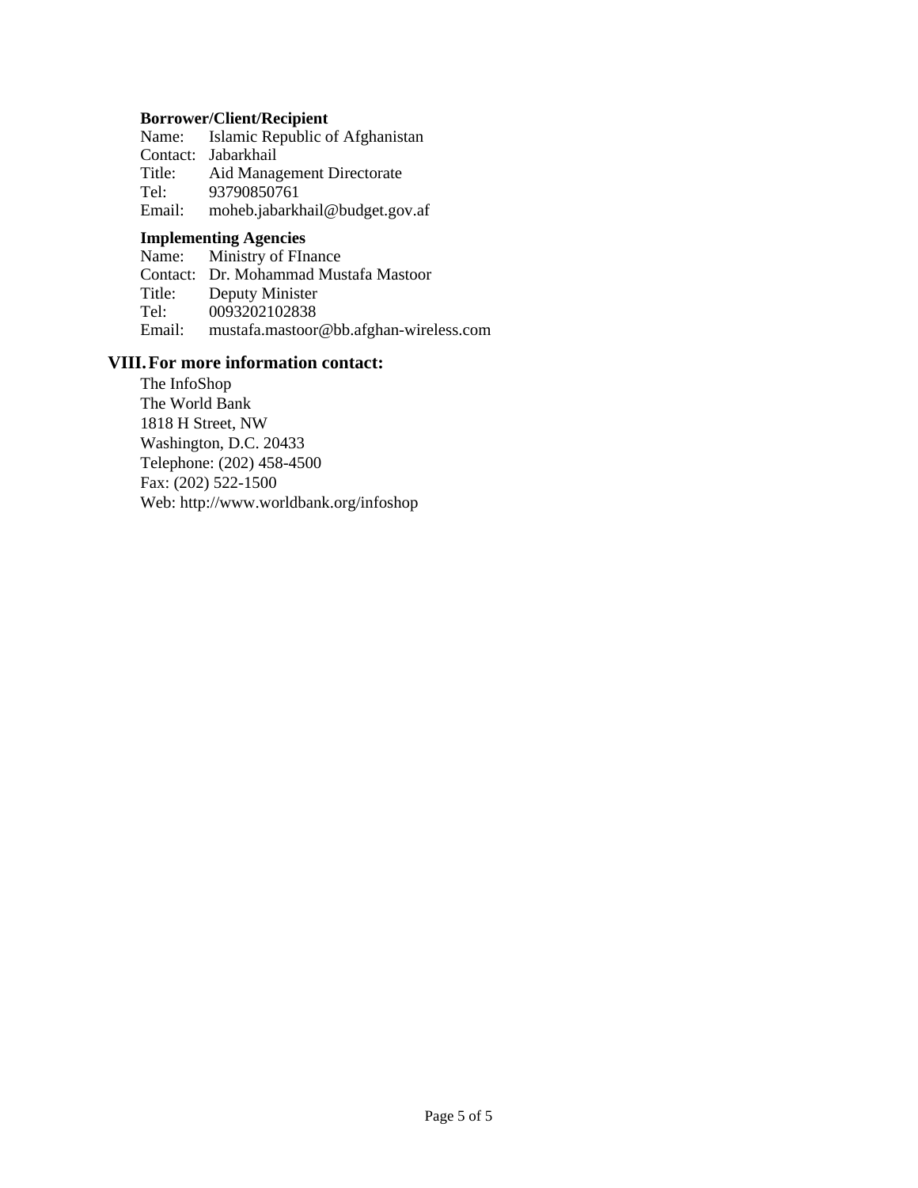**Borrower/Client/Recipient**

Name: Islamic Republic of Afghanistan
Contact: Jabarkhail
Title: Aid Management Directorate
Tel: 93790850761
Email: moheb.jabarkhail@budget.gov.af

**Implementing Agencies**

Name: Ministry of FInance
Contact: Dr. Mohammad Mustafa Mastoor
Title: Deputy Minister
Tel: 0093202102838
Email: mustafa.mastoor@bb.afghan-wireless.com

## VIII. For more information contact:

The InfoShop
The World Bank
1818 H Street, NW
Washington, D.C. 20433
Telephone: (202) 458-4500
Fax: (202) 522-1500
Web: http://www.worldbank.org/infoshop